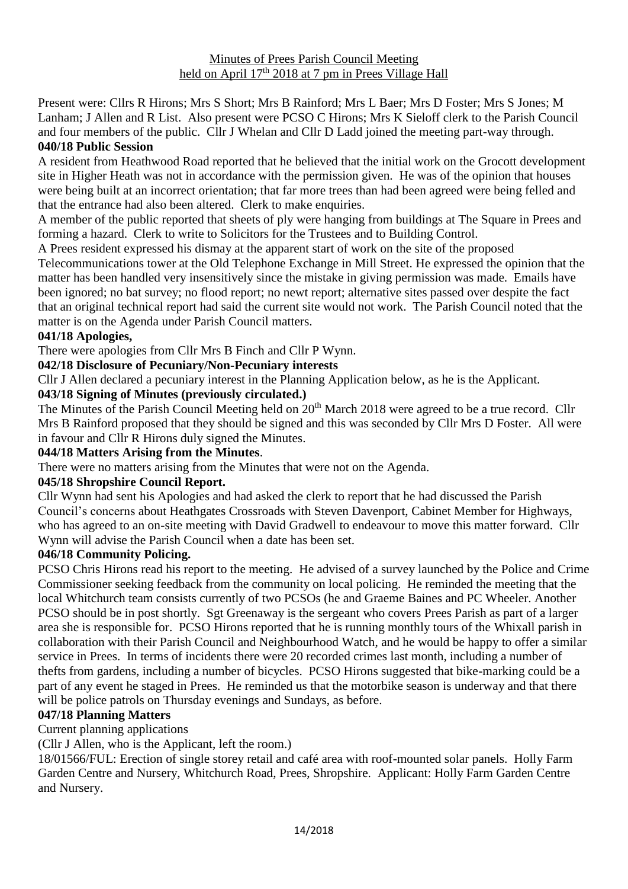Minutes of Prees Parish Council Meeting
held on April 17th 2018 at 7 pm in Prees Village Hall

Present were: Cllrs R Hirons; Mrs S Short; Mrs B Rainford; Mrs L Baer; Mrs D Foster; Mrs S Jones; M Lanham; J Allen and R List. Also present were PCSO C Hirons; Mrs K Sieloff clerk to the Parish Council and four members of the public. Cllr J Whelan and Cllr D Ladd joined the meeting part-way through.

**040/18 Public Session**

A resident from Heathwood Road reported that he believed that the initial work on the Grocott development site in Higher Heath was not in accordance with the permission given. He was of the opinion that houses were being built at an incorrect orientation; that far more trees than had been agreed were being felled and that the entrance had also been altered. Clerk to make enquiries.

A member of the public reported that sheets of ply were hanging from buildings at The Square in Prees and forming a hazard. Clerk to write to Solicitors for the Trustees and to Building Control.

A Prees resident expressed his dismay at the apparent start of work on the site of the proposed Telecommunications tower at the Old Telephone Exchange in Mill Street. He expressed the opinion that the matter has been handled very insensitively since the mistake in giving permission was made. Emails have been ignored; no bat survey; no flood report; no newt report; alternative sites passed over despite the fact that an original technical report had said the current site would not work. The Parish Council noted that the matter is on the Agenda under Parish Council matters.

**041/18 Apologies,**

There were apologies from Cllr Mrs B Finch and Cllr P Wynn.

**042/18 Disclosure of Pecuniary/Non-Pecuniary interests**

Cllr J Allen declared a pecuniary interest in the Planning Application below, as he is the Applicant.

**043/18 Signing of Minutes (previously circulated.)**

The Minutes of the Parish Council Meeting held on 20th March 2018 were agreed to be a true record. Cllr Mrs B Rainford proposed that they should be signed and this was seconded by Cllr Mrs D Foster. All were in favour and Cllr R Hirons duly signed the Minutes.

**044/18 Matters Arising from the Minutes**.

There were no matters arising from the Minutes that were not on the Agenda.

**045/18 Shropshire Council Report.**

Cllr Wynn had sent his Apologies and had asked the clerk to report that he had discussed the Parish Council's concerns about Heathgates Crossroads with Steven Davenport, Cabinet Member for Highways, who has agreed to an on-site meeting with David Gradwell to endeavour to move this matter forward. Cllr Wynn will advise the Parish Council when a date has been set.

**046/18 Community Policing.**

PCSO Chris Hirons read his report to the meeting. He advised of a survey launched by the Police and Crime Commissioner seeking feedback from the community on local policing. He reminded the meeting that the local Whitchurch team consists currently of two PCSOs (he and Graeme Baines and PC Wheeler. Another PCSO should be in post shortly. Sgt Greenaway is the sergeant who covers Prees Parish as part of a larger area she is responsible for. PCSO Hirons reported that he is running monthly tours of the Whixall parish in collaboration with their Parish Council and Neighbourhood Watch, and he would be happy to offer a similar service in Prees. In terms of incidents there were 20 recorded crimes last month, including a number of thefts from gardens, including a number of bicycles. PCSO Hirons suggested that bike-marking could be a part of any event he staged in Prees. He reminded us that the motorbike season is underway and that there will be police patrols on Thursday evenings and Sundays, as before.

**047/18 Planning Matters**

Current planning applications

(Cllr J Allen, who is the Applicant, left the room.)

18/01566/FUL: Erection of single storey retail and café area with roof-mounted solar panels. Holly Farm Garden Centre and Nursery, Whitchurch Road, Prees, Shropshire. Applicant: Holly Farm Garden Centre and Nursery.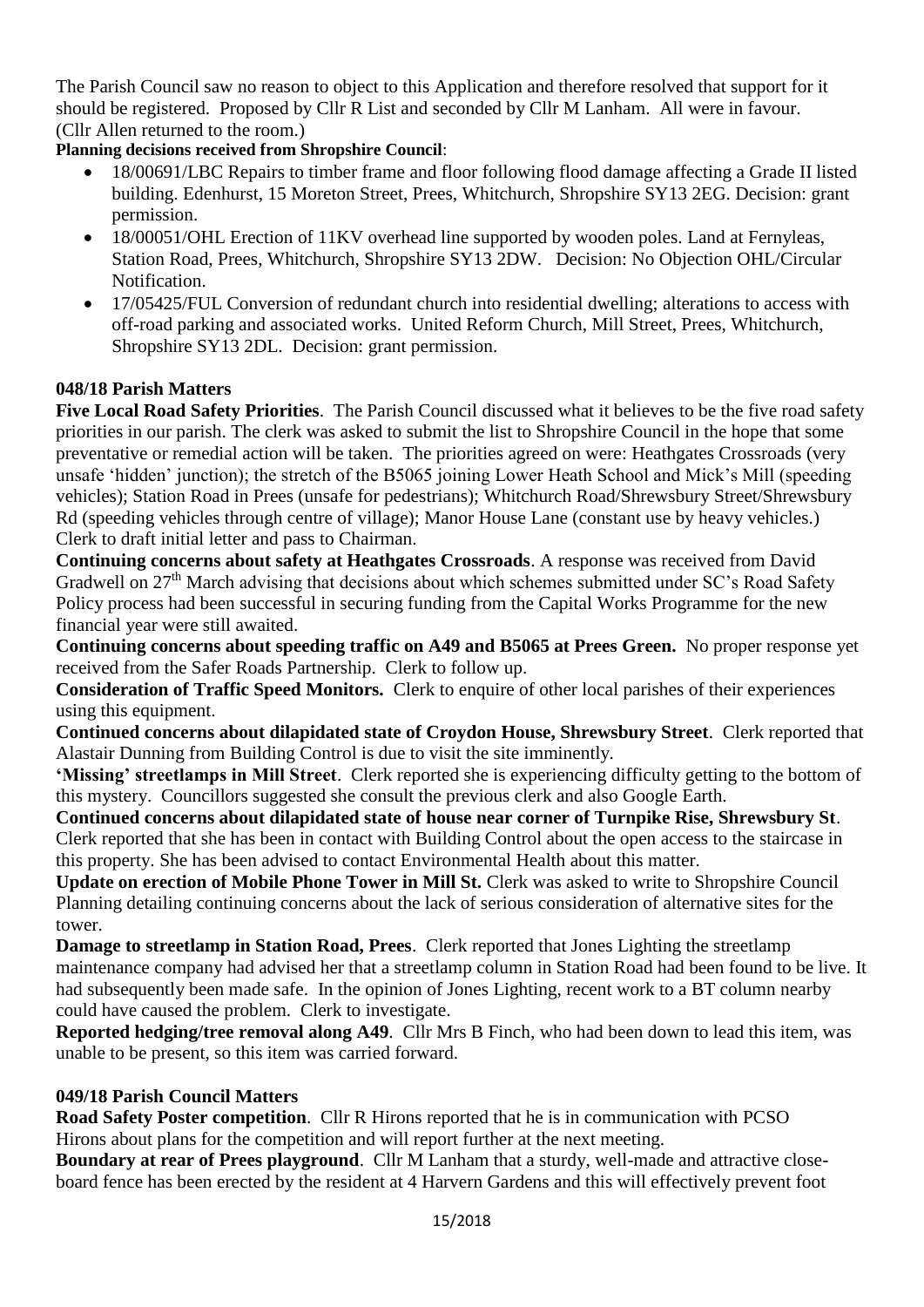The Parish Council saw no reason to object to this Application and therefore resolved that support for it should be registered. Proposed by Cllr R List and seconded by Cllr M Lanham. All were in favour. (Cllr Allen returned to the room.)

**Planning decisions received from Shropshire Council**:

- 18/00691/LBC Repairs to timber frame and floor following flood damage affecting a Grade II listed building. Edenhurst, 15 Moreton Street, Prees, Whitchurch, Shropshire SY13 2EG. Decision: grant permission.
- 18/00051/OHL Erection of 11KV overhead line supported by wooden poles. Land at Fernyleas, Station Road, Prees, Whitchurch, Shropshire SY13 2DW. Decision: No Objection OHL/Circular Notification.
- 17/05425/FUL Conversion of redundant church into residential dwelling; alterations to access with off-road parking and associated works. United Reform Church, Mill Street, Prees, Whitchurch, Shropshire SY13 2DL. Decision: grant permission.

**048/18 Parish Matters**

**Five Local Road Safety Priorities**. The Parish Council discussed what it believes to be the five road safety priorities in our parish. The clerk was asked to submit the list to Shropshire Council in the hope that some preventative or remedial action will be taken. The priorities agreed on were: Heathgates Crossroads (very unsafe 'hidden' junction); the stretch of the B5065 joining Lower Heath School and Mick's Mill (speeding vehicles); Station Road in Prees (unsafe for pedestrians); Whitchurch Road/Shrewsbury Street/Shrewsbury Rd (speeding vehicles through centre of village); Manor House Lane (constant use by heavy vehicles.) Clerk to draft initial letter and pass to Chairman.

**Continuing concerns about safety at Heathgates Crossroads**. A response was received from David Gradwell on 27th March advising that decisions about which schemes submitted under SC's Road Safety Policy process had been successful in securing funding from the Capital Works Programme for the new financial year were still awaited.

**Continuing concerns about speeding traffic on A49 and B5065 at Prees Green.** No proper response yet received from the Safer Roads Partnership. Clerk to follow up.

**Consideration of Traffic Speed Monitors.** Clerk to enquire of other local parishes of their experiences using this equipment.

**Continued concerns about dilapidated state of Croydon House, Shrewsbury Street**. Clerk reported that Alastair Dunning from Building Control is due to visit the site imminently.

**'Missing' streetlamps in Mill Street**. Clerk reported she is experiencing difficulty getting to the bottom of this mystery. Councillors suggested she consult the previous clerk and also Google Earth.

**Continued concerns about dilapidated state of house near corner of Turnpike Rise, Shrewsbury St**. Clerk reported that she has been in contact with Building Control about the open access to the staircase in this property. She has been advised to contact Environmental Health about this matter.

**Update on erection of Mobile Phone Tower in Mill St.** Clerk was asked to write to Shropshire Council Planning detailing continuing concerns about the lack of serious consideration of alternative sites for the tower.

**Damage to streetlamp in Station Road, Prees**. Clerk reported that Jones Lighting the streetlamp maintenance company had advised her that a streetlamp column in Station Road had been found to be live. It had subsequently been made safe. In the opinion of Jones Lighting, recent work to a BT column nearby could have caused the problem. Clerk to investigate.

**Reported hedging/tree removal along A49**. Cllr Mrs B Finch, who had been down to lead this item, was unable to be present, so this item was carried forward.

**049/18 Parish Council Matters**

**Road Safety Poster competition**. Cllr R Hirons reported that he is in communication with PCSO Hirons about plans for the competition and will report further at the next meeting.

**Boundary at rear of Prees playground**. Cllr M Lanham that a sturdy, well-made and attractive close-board fence has been erected by the resident at 4 Harvern Gardens and this will effectively prevent foot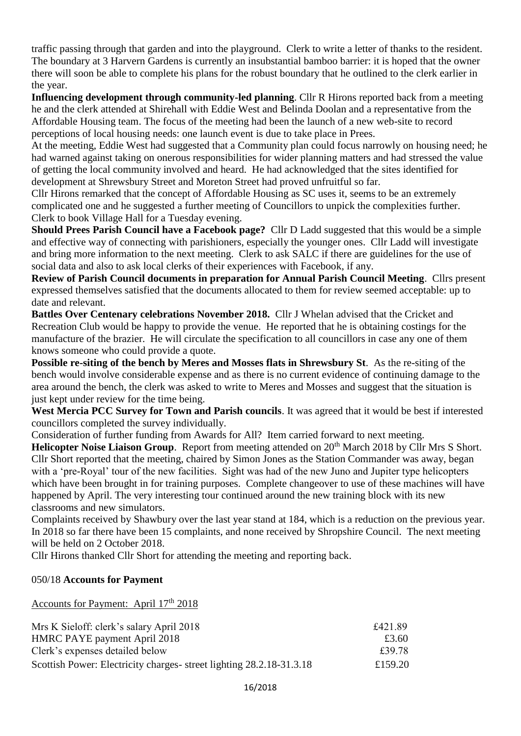traffic passing through that garden and into the playground. Clerk to write a letter of thanks to the resident. The boundary at 3 Harvern Gardens is currently an insubstantial bamboo barrier: it is hoped that the owner there will soon be able to complete his plans for the robust boundary that he outlined to the clerk earlier in the year.

**Influencing development through community-led planning**. Cllr R Hirons reported back from a meeting he and the clerk attended at Shirehall with Eddie West and Belinda Doolan and a representative from the Affordable Housing team. The focus of the meeting had been the launch of a new web-site to record perceptions of local housing needs: one launch event is due to take place in Prees.

At the meeting, Eddie West had suggested that a Community plan could focus narrowly on housing need; he had warned against taking on onerous responsibilities for wider planning matters and had stressed the value of getting the local community involved and heard. He had acknowledged that the sites identified for development at Shrewsbury Street and Moreton Street had proved unfruitful so far.

Cllr Hirons remarked that the concept of Affordable Housing as SC uses it, seems to be an extremely complicated one and he suggested a further meeting of Councillors to unpick the complexities further. Clerk to book Village Hall for a Tuesday evening.

**Should Prees Parish Council have a Facebook page?** Cllr D Ladd suggested that this would be a simple and effective way of connecting with parishioners, especially the younger ones. Cllr Ladd will investigate and bring more information to the next meeting. Clerk to ask SALC if there are guidelines for the use of social data and also to ask local clerks of their experiences with Facebook, if any.

**Review of Parish Council documents in preparation for Annual Parish Council Meeting**. Cllrs present expressed themselves satisfied that the documents allocated to them for review seemed acceptable: up to date and relevant.

**Battles Over Centenary celebrations November 2018.** Cllr J Whelan advised that the Cricket and Recreation Club would be happy to provide the venue. He reported that he is obtaining costings for the manufacture of the brazier. He will circulate the specification to all councillors in case any one of them knows someone who could provide a quote.

**Possible re-siting of the bench by Meres and Mosses flats in Shrewsbury St**. As the re-siting of the bench would involve considerable expense and as there is no current evidence of continuing damage to the area around the bench, the clerk was asked to write to Meres and Mosses and suggest that the situation is just kept under review for the time being.

**West Mercia PCC Survey for Town and Parish councils**. It was agreed that it would be best if interested councillors completed the survey individually.

Consideration of further funding from Awards for All? Item carried forward to next meeting.

**Helicopter Noise Liaison Group**. Report from meeting attended on 20th March 2018 by Cllr Mrs S Short. Cllr Short reported that the meeting, chaired by Simon Jones as the Station Commander was away, began with a 'pre-Royal' tour of the new facilities. Sight was had of the new Juno and Jupiter type helicopters which have been brought in for training purposes. Complete changeover to use of these machines will have happened by April. The very interesting tour continued around the new training block with its new classrooms and new simulators.

Complaints received by Shawbury over the last year stand at 184, which is a reduction on the previous year. In 2018 so far there have been 15 complaints, and none received by Shropshire Council. The next meeting will be held on 2 October 2018.

Cllr Hirons thanked Cllr Short for attending the meeting and reporting back.

050/18 **Accounts for Payment**

Accounts for Payment: April 17th 2018

| | |
|---|---|
| Mrs K Sieloff: clerk's salary April 2018 | £421.89 |
| HMRC PAYE payment April 2018 | £3.60 |
| Clerk's expenses detailed below | £39.78 |
| Scottish Power: Electricity charges- street lighting 28.2.18-31.3.18 | £159.20 |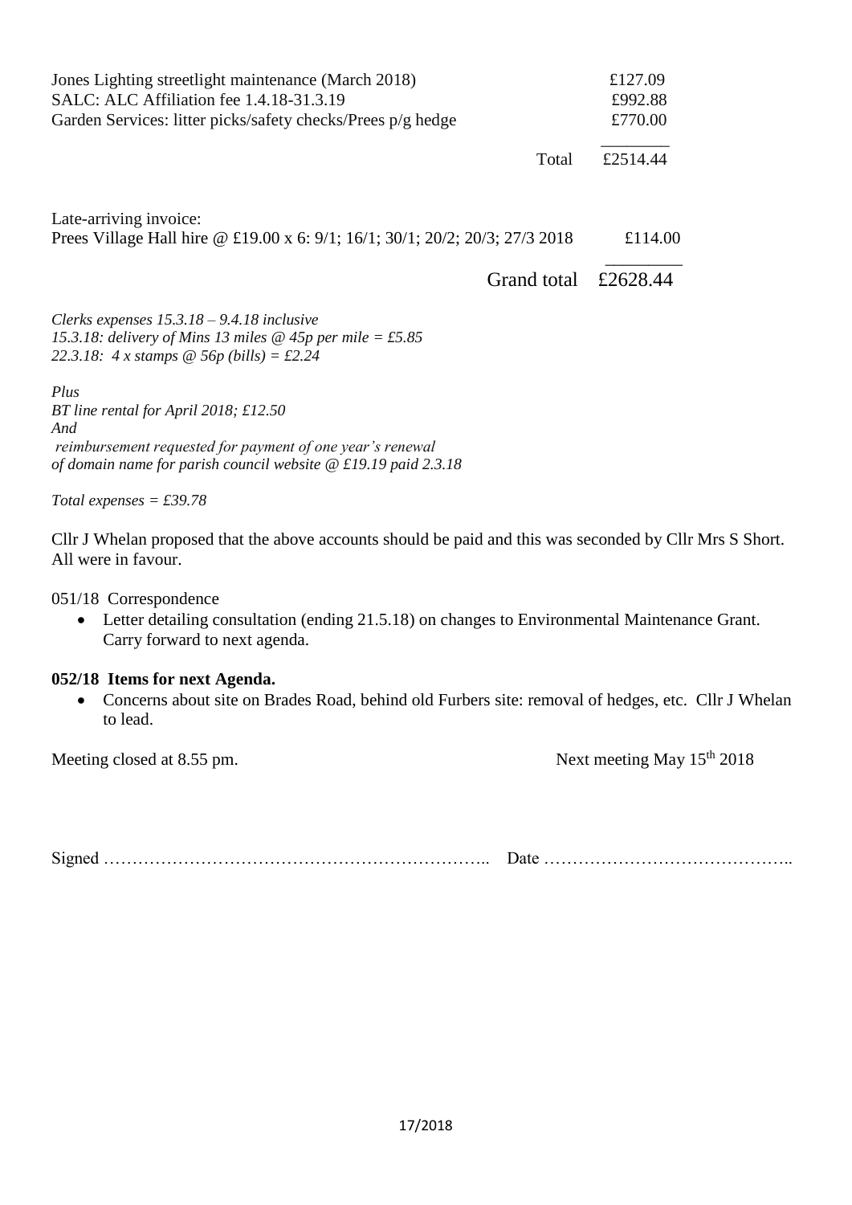| | |
|---|---|
| Jones Lighting streetlight maintenance (March 2018) | £127.09 |
| SALC: ALC Affiliation fee 1.4.18-31.3.19 | £992.88 |
| Garden Services: litter picks/safety checks/Prees p/g hedge | £770.00 |
| Total | £2514.44 |

Late-arriving invoice:

| | |
|---|---|
| Prees Village Hall hire @ £19.00 x 6: 9/1; 16/1; 30/1; 20/2; 20/3; 27/3 2018 | £114.00 |
| Grand total | £2628.44 |

*Clerks expenses 15.3.18 – 9.4.18 inclusive*
*15.3.18: delivery of Mins 13 miles @ 45p per mile = £5.85*
*22.3.18: 4 x stamps @ 56p (bills) = £2.24*

*Plus*
*BT line rental for April 2018; £12.50*
*And*
*reimbursement requested for payment of one year's renewal of domain name for parish council website @ £19.19 paid 2.3.18*

*Total expenses = £39.78*

Cllr J Whelan proposed that the above accounts should be paid and this was seconded by Cllr Mrs S Short. All were in favour.

051/18 Correspondence

- Letter detailing consultation (ending 21.5.18) on changes to Environmental Maintenance Grant. Carry forward to next agenda.

**052/18 Items for next Agenda.**

- Concerns about site on Brades Road, behind old Furbers site: removal of hedges, etc. Cllr J Whelan to lead.

Meeting closed at 8.55 pm. Next meeting May 15th 2018

Signed ………………………………………………………….. Date ……………………………………..